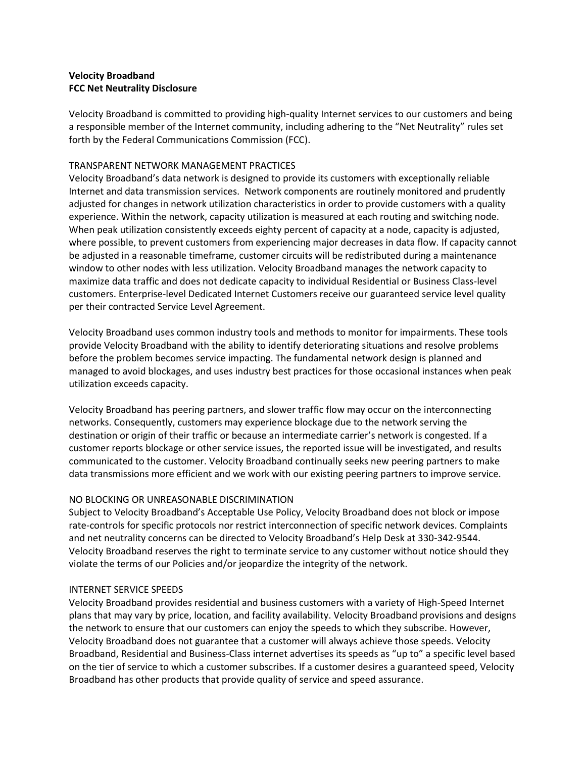**Velocity Broadband**
**FCC Net Neutrality Disclosure**

Velocity Broadband is committed to providing high-quality Internet services to our customers and being a responsible member of the Internet community, including adhering to the "Net Neutrality" rules set forth by the Federal Communications Commission (FCC).

TRANSPARENT NETWORK MANAGEMENT PRACTICES

Velocity Broadband's data network is designed to provide its customers with exceptionally reliable Internet and data transmission services. Network components are routinely monitored and prudently adjusted for changes in network utilization characteristics in order to provide customers with a quality experience. Within the network, capacity utilization is measured at each routing and switching node. When peak utilization consistently exceeds eighty percent of capacity at a node, capacity is adjusted, where possible, to prevent customers from experiencing major decreases in data flow. If capacity cannot be adjusted in a reasonable timeframe, customer circuits will be redistributed during a maintenance window to other nodes with less utilization. Velocity Broadband manages the network capacity to maximize data traffic and does not dedicate capacity to individual Residential or Business Class-level customers. Enterprise-level Dedicated Internet Customers receive our guaranteed service level quality per their contracted Service Level Agreement.

Velocity Broadband uses common industry tools and methods to monitor for impairments. These tools provide Velocity Broadband with the ability to identify deteriorating situations and resolve problems before the problem becomes service impacting. The fundamental network design is planned and managed to avoid blockages, and uses industry best practices for those occasional instances when peak utilization exceeds capacity.

Velocity Broadband has peering partners, and slower traffic flow may occur on the interconnecting networks. Consequently, customers may experience blockage due to the network serving the destination or origin of their traffic or because an intermediate carrier's network is congested. If a customer reports blockage or other service issues, the reported issue will be investigated, and results communicated to the customer. Velocity Broadband continually seeks new peering partners to make data transmissions more efficient and we work with our existing peering partners to improve service.

NO BLOCKING OR UNREASONABLE DISCRIMINATION

Subject to Velocity Broadband's Acceptable Use Policy, Velocity Broadband does not block or impose rate-controls for specific protocols nor restrict interconnection of specific network devices. Complaints and net neutrality concerns can be directed to Velocity Broadband's Help Desk at 330-342-9544. Velocity Broadband reserves the right to terminate service to any customer without notice should they violate the terms of our Policies and/or jeopardize the integrity of the network.

INTERNET SERVICE SPEEDS

Velocity Broadband provides residential and business customers with a variety of High-Speed Internet plans that may vary by price, location, and facility availability. Velocity Broadband provisions and designs the network to ensure that our customers can enjoy the speeds to which they subscribe. However, Velocity Broadband does not guarantee that a customer will always achieve those speeds. Velocity Broadband, Residential and Business-Class internet advertises its speeds as "up to" a specific level based on the tier of service to which a customer subscribes. If a customer desires a guaranteed speed, Velocity Broadband has other products that provide quality of service and speed assurance.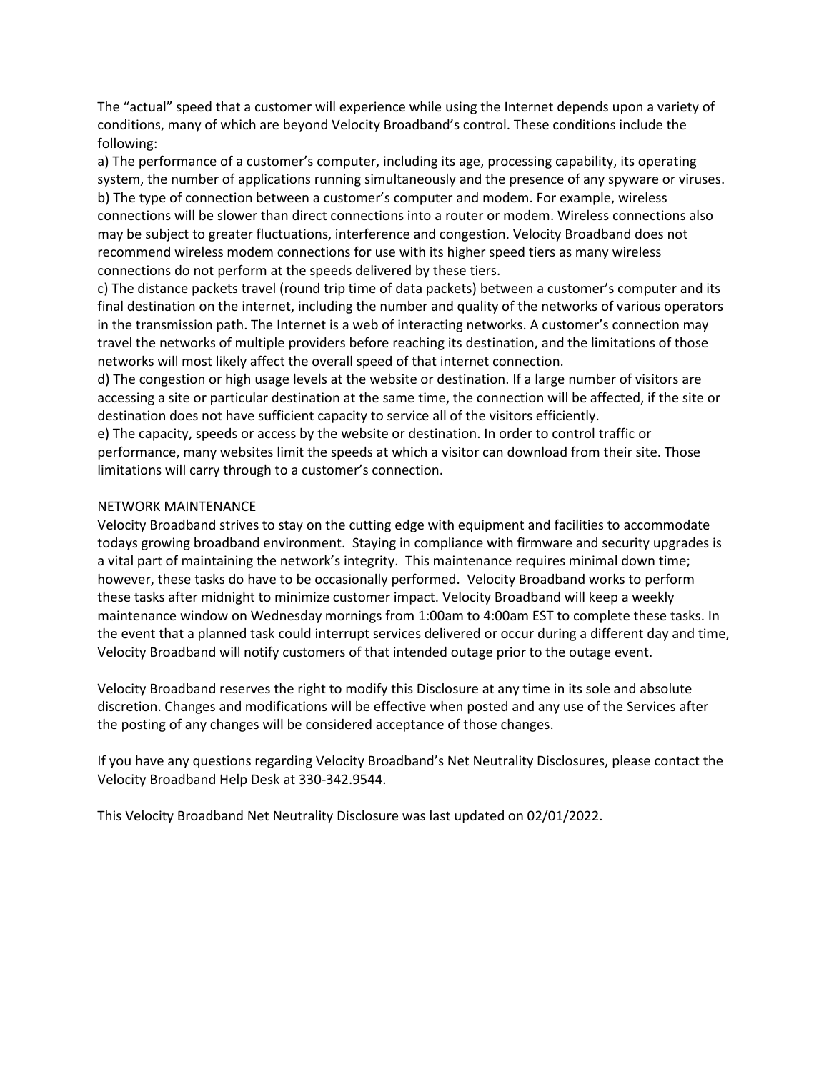The “actual” speed that a customer will experience while using the Internet depends upon a variety of conditions, many of which are beyond Velocity Broadband’s control. These conditions include the following:

a) The performance of a customer’s computer, including its age, processing capability, its operating system, the number of applications running simultaneously and the presence of any spyware or viruses.

b) The type of connection between a customer’s computer and modem. For example, wireless connections will be slower than direct connections into a router or modem. Wireless connections also may be subject to greater fluctuations, interference and congestion. Velocity Broadband does not recommend wireless modem connections for use with its higher speed tiers as many wireless connections do not perform at the speeds delivered by these tiers.

c) The distance packets travel (round trip time of data packets) between a customer’s computer and its final destination on the internet, including the number and quality of the networks of various operators in the transmission path. The Internet is a web of interacting networks. A customer’s connection may travel the networks of multiple providers before reaching its destination, and the limitations of those networks will most likely affect the overall speed of that internet connection.

d) The congestion or high usage levels at the website or destination. If a large number of visitors are accessing a site or particular destination at the same time, the connection will be affected, if the site or destination does not have sufficient capacity to service all of the visitors efficiently.

e) The capacity, speeds or access by the website or destination. In order to control traffic or performance, many websites limit the speeds at which a visitor can download from their site. Those limitations will carry through to a customer’s connection.

## NETWORK MAINTENANCE

Velocity Broadband strives to stay on the cutting edge with equipment and facilities to accommodate todays growing broadband environment. Staying in compliance with firmware and security upgrades is a vital part of maintaining the network’s integrity. This maintenance requires minimal down time; however, these tasks do have to be occasionally performed. Velocity Broadband works to perform these tasks after midnight to minimize customer impact. Velocity Broadband will keep a weekly maintenance window on Wednesday mornings from 1:00am to 4:00am EST to complete these tasks. In the event that a planned task could interrupt services delivered or occur during a different day and time, Velocity Broadband will notify customers of that intended outage prior to the outage event.

Velocity Broadband reserves the right to modify this Disclosure at any time in its sole and absolute discretion. Changes and modifications will be effective when posted and any use of the Services after the posting of any changes will be considered acceptance of those changes.

If you have any questions regarding Velocity Broadband’s Net Neutrality Disclosures, please contact the Velocity Broadband Help Desk at 330-342.9544.

This Velocity Broadband Net Neutrality Disclosure was last updated on 02/01/2022.